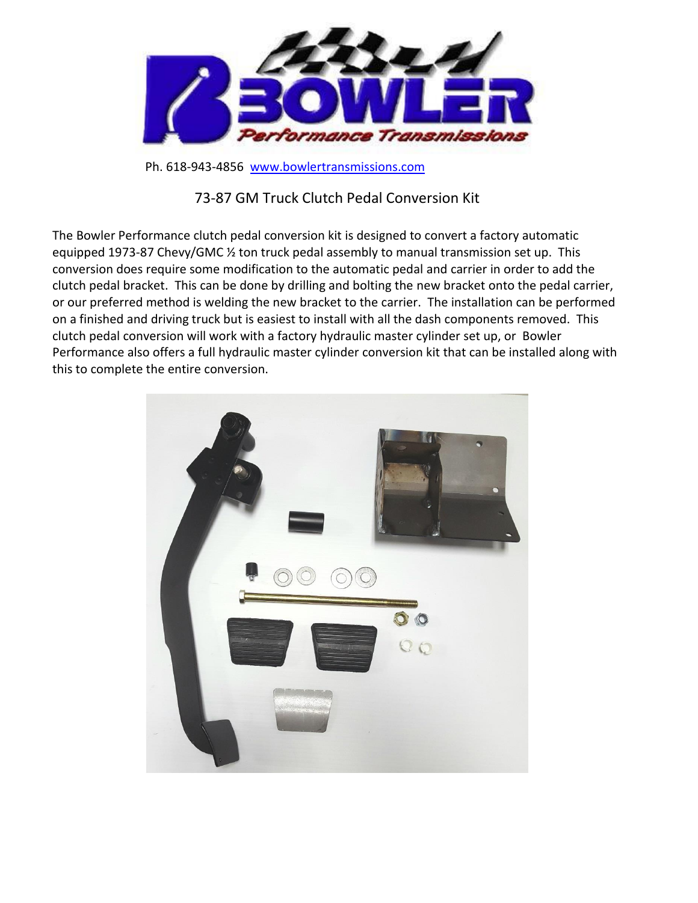Ph. 618-943-4856 [www.bowlertransmissions.com](http://www.bowlertransmissions.com)

## 73-87 GM Truck Clutch Pedal Conversion Kit

The Bowler Performance clutch pedal conversion kit is designed to convert a factory automatic equipped 1973-87 Chevy/GMC ½ ton truck pedal assembly to manual transmission set up. This conversion does require some modification to the automatic pedal and carrier in order to add the clutch pedal bracket. This can be done by drilling and bolting the new bracket onto the pedal carrier, or our preferred method is welding the new bracket to the carrier. The installation can be performed on a finished and driving truck but is easiest to install with all the dash components removed. This clutch pedal conversion will work with a factory hydraulic master cylinder set up, or Bowler Performance also offers a full hydraulic master cylinder conversion kit that can be installed along with this to complete the entire conversion.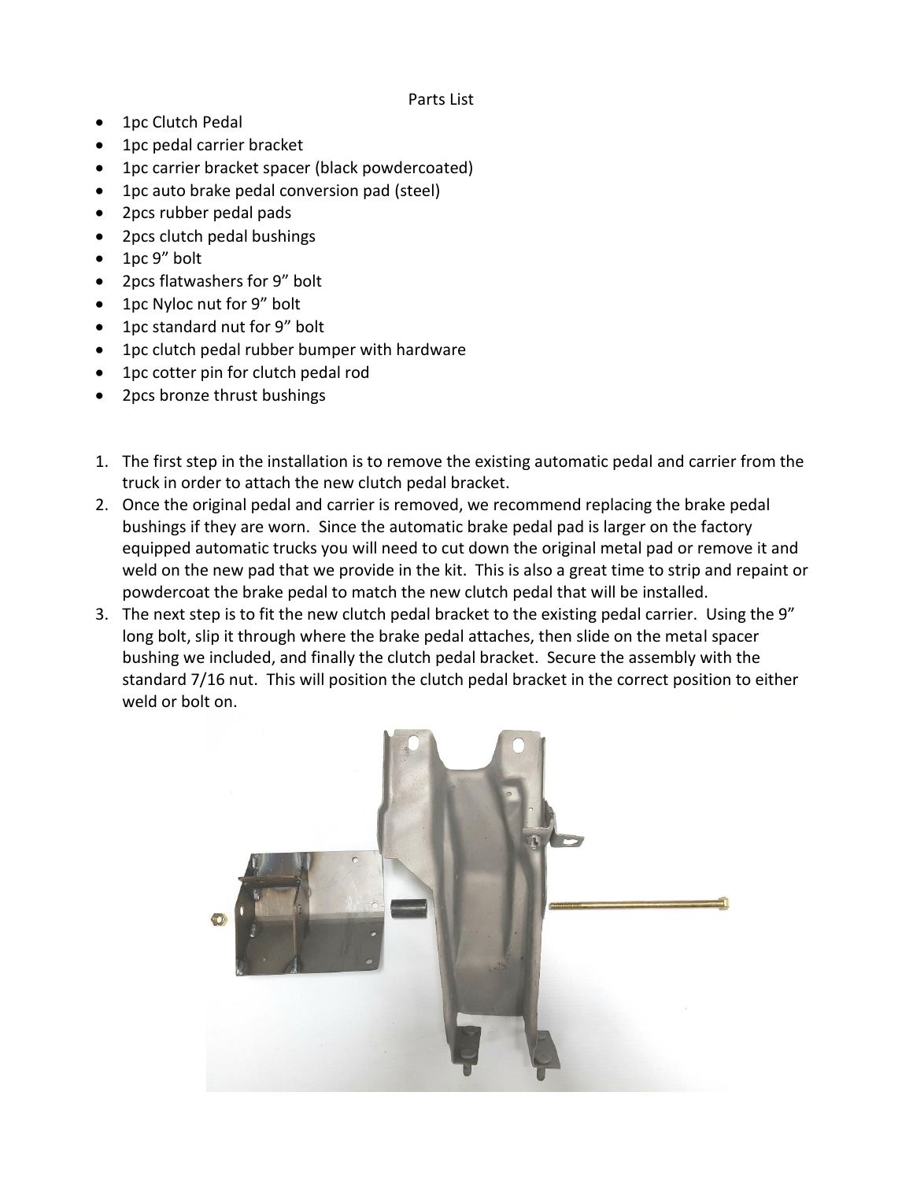Parts List

- 1pc Clutch Pedal
- 1pc pedal carrier bracket
- 1pc carrier bracket spacer (black powdercoated)
- 1pc auto brake pedal conversion pad (steel)
- 2pcs rubber pedal pads
- 2pcs clutch pedal bushings
- 1pc 9" bolt
- 2pcs flatwashers for 9" bolt
- 1pc Nyloc nut for 9" bolt
- 1pc standard nut for 9" bolt
- 1pc clutch pedal rubber bumper with hardware
- 1pc cotter pin for clutch pedal rod
- 2pcs bronze thrust bushings

1. The first step in the installation is to remove the existing automatic pedal and carrier from the truck in order to attach the new clutch pedal bracket.
2. Once the original pedal and carrier is removed, we recommend replacing the brake pedal bushings if they are worn. Since the automatic brake pedal pad is larger on the factory equipped automatic trucks you will need to cut down the original metal pad or remove it and weld on the new pad that we provide in the kit. This is also a great time to strip and repaint or powdercoat the brake pedal to match the new clutch pedal that will be installed.
3. The next step is to fit the new clutch pedal bracket to the existing pedal carrier. Using the 9" long bolt, slip it through where the brake pedal attaches, then slide on the metal spacer bushing we included, and finally the clutch pedal bracket. Secure the assembly with the standard 7/16 nut. This will position the clutch pedal bracket in the correct position to either weld or bolt on.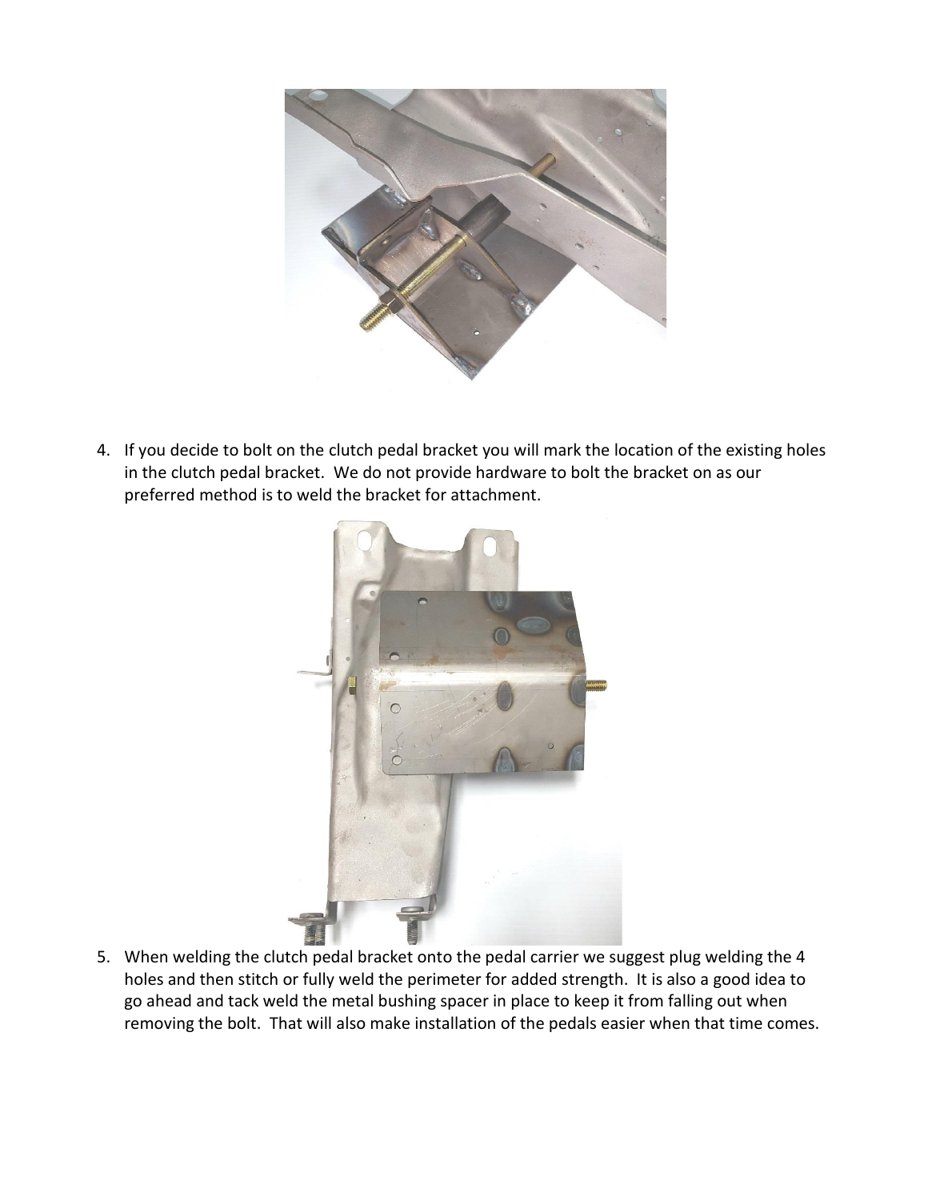4. If you decide to bolt on the clutch pedal bracket you will mark the location of the existing holes in the clutch pedal bracket. We do not provide hardware to bolt the bracket on as our preferred method is to weld the bracket for attachment.

5. When welding the clutch pedal bracket onto the pedal carrier we suggest plug welding the 4 holes and then stitch or fully weld the perimeter for added strength. It is also a good idea to go ahead and tack weld the metal bushing spacer in place to keep it from falling out when removing the bolt. That will also make installation of the pedals easier when that time comes.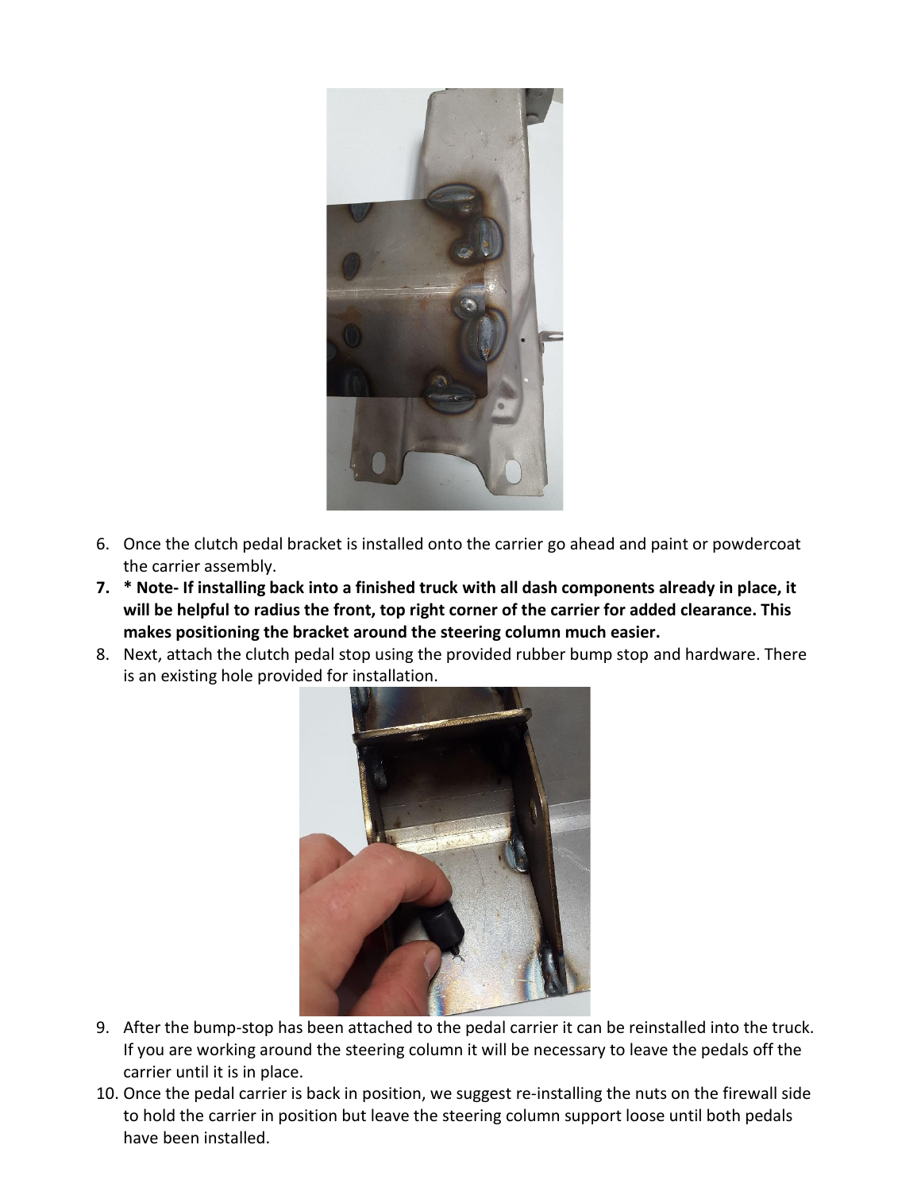6. Once the clutch pedal bracket is installed onto the carrier go ahead and paint or powdercoat the carrier assembly.
7. **\* Note- If installing back into a finished truck with all dash components already in place, it will be helpful to radius the front, top right corner of the carrier for added clearance. This makes positioning the bracket around the steering column much easier.**
8. Next, attach the clutch pedal stop using the provided rubber bump stop and hardware. There is an existing hole provided for installation.
9. After the bump-stop has been attached to the pedal carrier it can be reinstalled into the truck. If you are working around the steering column it will be necessary to leave the pedals off the carrier until it is in place.
10. Once the pedal carrier is back in position, we suggest re-installing the nuts on the firewall side to hold the carrier in position but leave the steering column support loose until both pedals have been installed.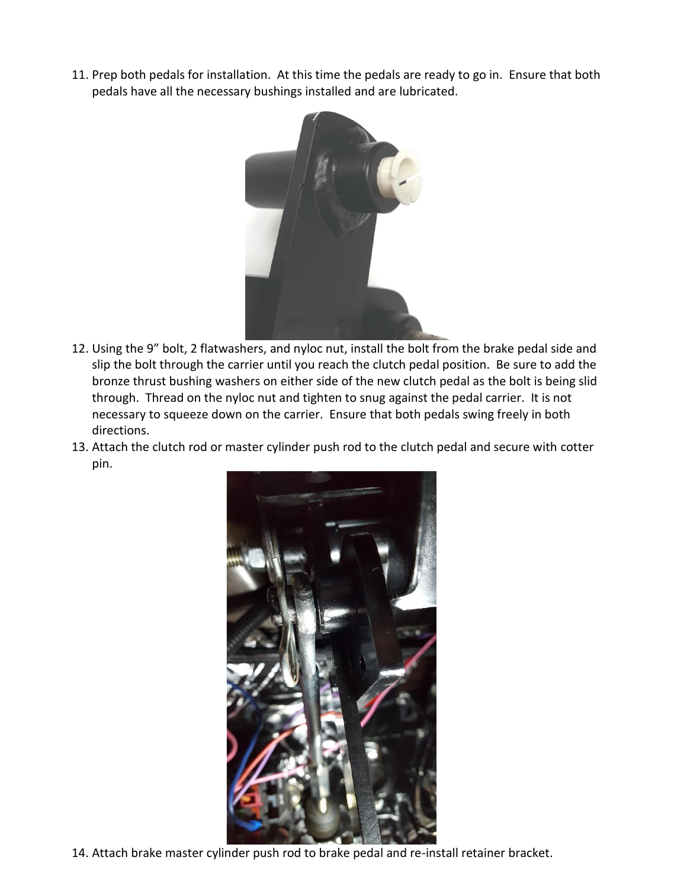11. Prep both pedals for installation. At this time the pedals are ready to go in. Ensure that both pedals have all the necessary bushings installed and are lubricated.

12. Using the 9" bolt, 2 flatwashers, and nyloc nut, install the bolt from the brake pedal side and slip the bolt through the carrier until you reach the clutch pedal position. Be sure to add the bronze thrust bushing washers on either side of the new clutch pedal as the bolt is being slid through. Thread on the nyloc nut and tighten to snug against the pedal carrier. It is not necessary to squeeze down on the carrier. Ensure that both pedals swing freely in both directions.
13. Attach the clutch rod or master cylinder push rod to the clutch pedal and secure with cotter pin.

14. Attach brake master cylinder push rod to brake pedal and re-install retainer bracket.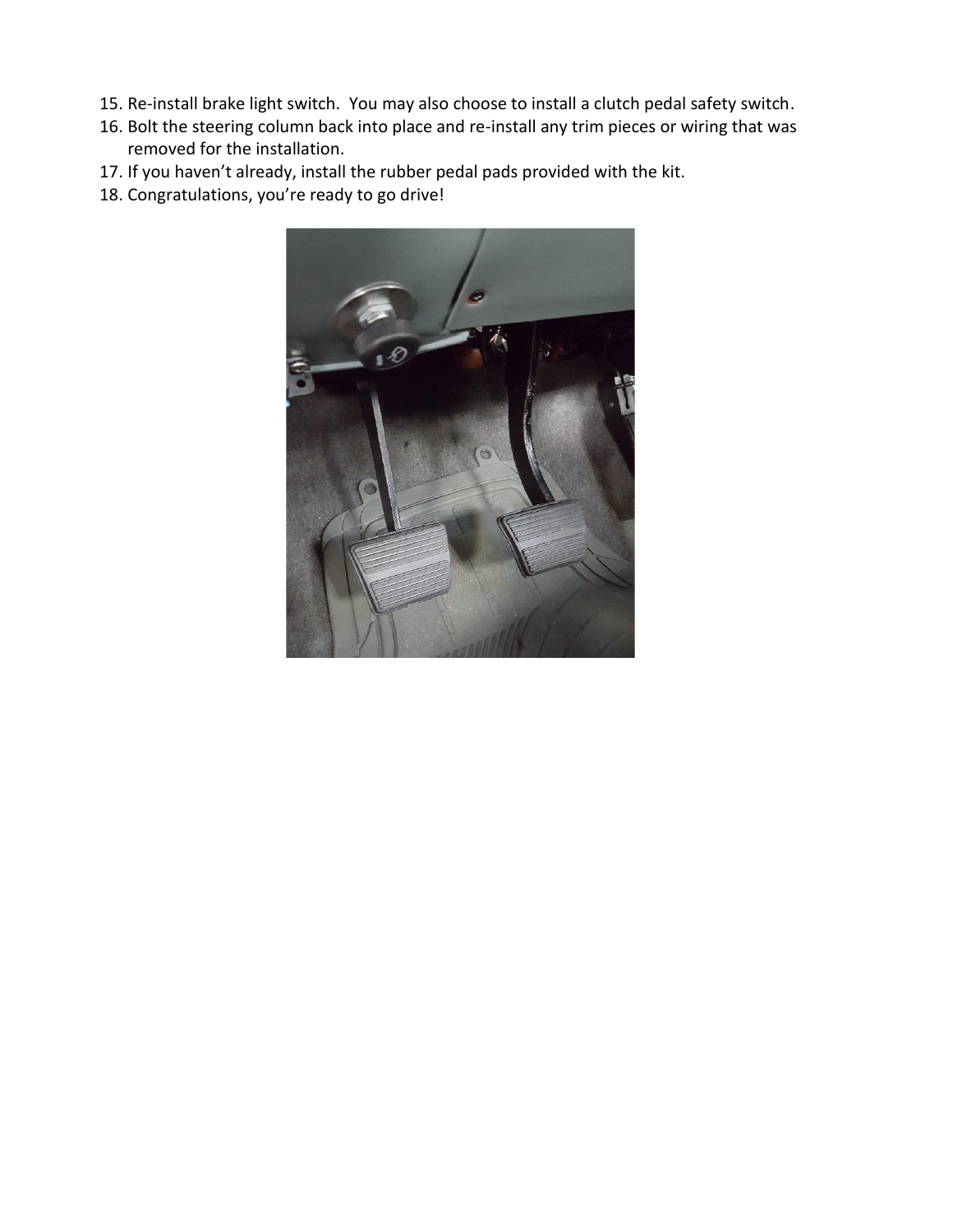15. Re-install brake light switch.  You may also choose to install a clutch pedal safety switch.
16. Bolt the steering column back into place and re-install any trim pieces or wiring that was removed for the installation.
17. If you haven't already, install the rubber pedal pads provided with the kit.
18. Congratulations, you're ready to go drive!